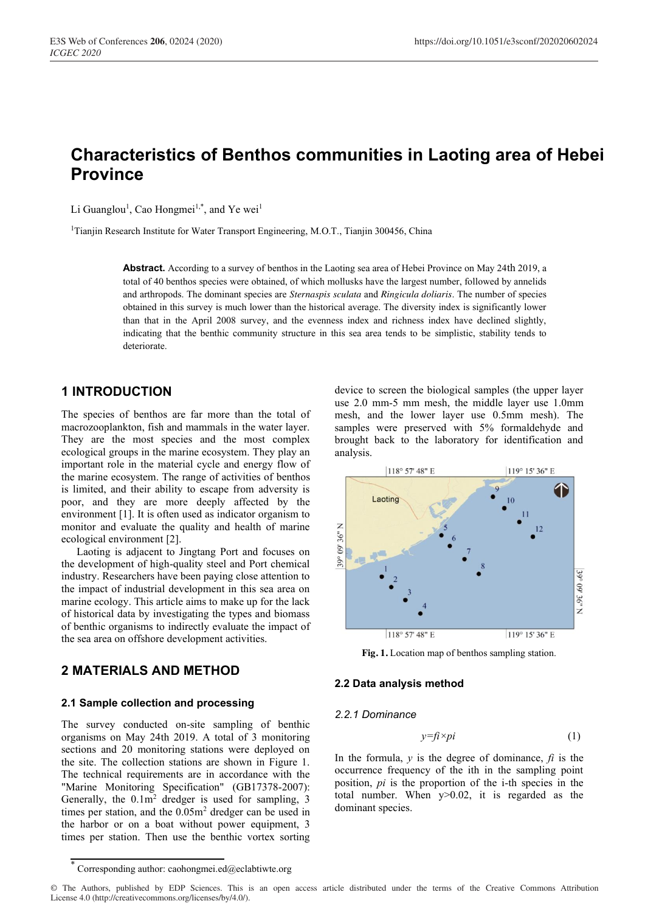# Characteristics of Benthos communities in Laoting area of Hebei Province

Li Guanglou[1], Cao Hongmei[1,*], and Ye wei[1]

[1]Tianjin Research Institute for Water Transport Engineering, M.O.T., Tianjin 300456, China

**Abstract.** According to a survey of benthos in the Laoting sea area of Hebei Province on May 24th 2019, a total of 40 benthos species were obtained, of which mollusks have the largest number, followed by annelids and arthropods. The dominant species are *Sternaspis sculata* and *Ringicula doliaris*. The number of species obtained in this survey is much lower than the historical average. The diversity index is significantly lower than that in the April 2008 survey, and the evenness index and richness index have declined slightly, indicating that the benthic community structure in this sea area tends to be simplistic, stability tends to deteriorate.

## 1 INTRODUCTION

The species of benthos are far more than the total of macrozooplankton, fish and mammals in the water layer. They are the most species and the most complex ecological groups in the marine ecosystem. They play an important role in the material cycle and energy flow of the marine ecosystem. The range of activities of benthos is limited, and their ability to escape from adversity is poor, and they are more deeply affected by the environment [1]. It is often used as indicator organism to monitor and evaluate the quality and health of marine ecological environment [2].

Laoting is adjacent to Jingtang Port and focuses on the development of high-quality steel and Port chemical industry. Researchers have been paying close attention to the impact of industrial development in this sea area on marine ecology. This article aims to make up for the lack of historical data by investigating the types and biomass of benthic organisms to indirectly evaluate the impact of the sea area on offshore development activities.

## 2 MATERIALS AND METHOD

### 2.1 Sample collection and processing

The survey conducted on-site sampling of benthic organisms on May 24th 2019. A total of 3 monitoring sections and 20 monitoring stations were deployed on the site. The collection stations are shown in Figure 1. The technical requirements are in accordance with the "Marine Monitoring Specification" (GB17378-2007): Generally, the 0.1m$^2$ dredger is used for sampling, 3 times per station, and the 0.05m$^2$ dredger can be used in the harbor or on a boat without power equipment, 3 times per station. Then use the benthic vortex sorting device to screen the biological samples (the upper layer use 2.0 mm-5 mm mesh, the middle layer use 1.0mm mesh, and the lower layer use 0.5mm mesh). The samples were preserved with 5% formaldehyde and brought back to the laboratory for identification and analysis.

**Fig. 1.** Location map of benthos sampling station.

### 2.2 Data analysis method

#### 2.2.1 Dominance

$$y=fi\times pi \tag{1}$$

In the formula, $y$ is the degree of dominance, $fi$ is the occurrence frequency of the ith in the sampling point position, $pi$ is the proportion of the i-th species in the total number. When $y>0.02$, it is regarded as the dominant species.

[*] Corresponding author: caohongmei.ed@eclabtiwte.org

© The Authors, published by EDP Sciences. This is an open access article distributed under the terms of the Creative Commons Attribution License 4.0 (http://creativecommons.org/licenses/by/4.0/).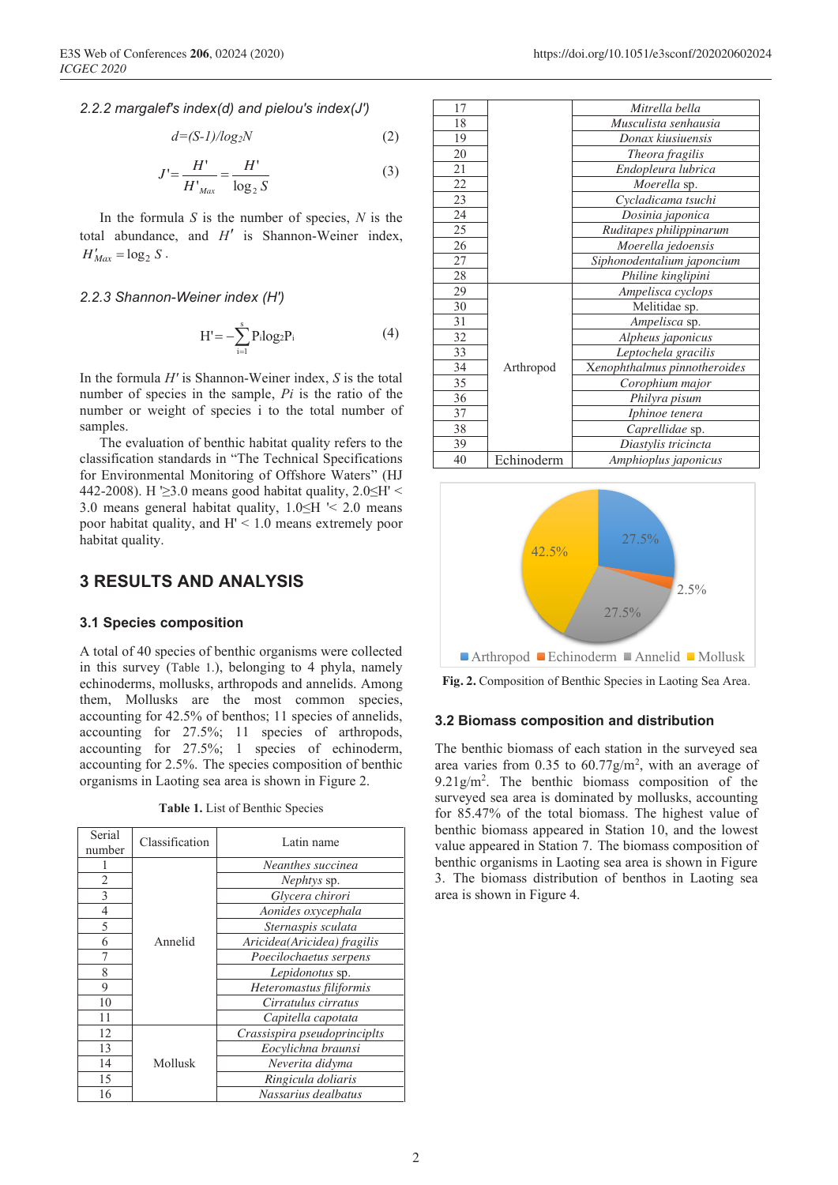### 2.2.2 margalef's index(d) and pielou's index(J')

$$d=(S-1)/\log_2 N \quad (2)$$

$$J'=\frac{H'}{H'_{Max}}=\frac{H'}{\log_2 S} \quad (3)$$

In the formula $S$ is the number of species, $N$ is the total abundance, and $H'$ is Shannon-Weiner index, $H'_{Max}=\log_2 S$.

### 2.2.3 Shannon-Weiner index (H')

$$H'=-\sum_{i=1}^{s} P_i \log_2 P_i \quad (4)$$

In the formula $H'$ is Shannon-Weiner index, $S$ is the total number of species in the sample, $Pi$ is the ratio of the number or weight of species i to the total number of samples.

The evaluation of benthic habitat quality refers to the classification standards in "The Technical Specifications for Environmental Monitoring of Offshore Waters" (HJ 442-2008). $H' \geq 3.0$ means good habitat quality, $2.0 \leq H' < 3.0$ means general habitat quality, $1.0 \leq H' < 2.0$ means poor habitat quality, and $H' < 1.0$ means extremely poor habitat quality.

## 3 RESULTS AND ANALYSIS

### 3.1 Species composition

A total of 40 species of benthic organisms were collected in this survey (Table 1.), belonging to 4 phyla, namely echinoderms, mollusks, arthropods and annelids. Among them, Mollusks are the most common species, accounting for 42.5% of benthos; 11 species of annelids, accounting for 27.5%; 11 species of arthropods, accounting for 27.5%; 1 species of echinoderm, accounting for 2.5%. The species composition of benthic organisms in Laoting sea area is shown in Figure 2.

**Table 1.** List of Benthic Species

| Serial number | Classification | Latin name |
|---|---|---|
| 1 | Annelid | *Neanthes succinea* |
| 2 | | *Nephtys* sp. |
| 3 | | *Glycera chirori* |
| 4 | | *Aonides oxycephala* |
| 5 | | *Sternaspis sculata* |
| 6 | | *Aricidea(Aricidea) fragilis* |
| 7 | | *Poecilochaetus serpens* |
| 8 | | *Lepidonotus* sp. |
| 9 | | *Heteromastus filiformis* |
| 10 | | *Cirratulus cirratus* |
| 11 | | *Capitella capotata* |
| 12 | Mollusk | *Crassispira pseudoprincipIts* |
| 13 | | *Eocylichna braunsi* |
| 14 | | *Neverita didyma* |
| 15 | | *Ringicula doliaris* |
| 16 | | *Nassarius dealbatus* |
| 17 | | *Mitrella bella* |
| 18 | | *Musculista senhausia* |
| 19 | | *Donax kiusiuensis* |
| 20 | | *Theora fragilis* |
| 21 | | *Endopleura lubrica* |
| 22 | | *Moerella* sp. |
| 23 | | *Cycladicama tsuchi* |
| 24 | | *Dosinia japonica* |
| 25 | | *Ruditapes philippinarum* |
| 26 | | *Moerella jedoensis* |
| 27 | | *Siphonodentalium japoncium* |
| 28 | | *Philine kinglipini* |
| 29 | Arthropod | *Ampelisca cyclops* |
| 30 | | Melitidae sp. |
| 31 | | *Ampelisca* sp. |
| 32 | | *Alpheus japonicus* |
| 33 | | *Leptochela gracilis* |
| 34 | | *Xenophthalmus pinnotheroides* |
| 35 | | *Corophium major* |
| 36 | | *Philyra pisum* |
| 37 | | *Iphinoe tenera* |
| 38 | | Caprellidae sp. |
| 39 | | *Diastylis tricincta* |
| 40 | Echinoderm | *Amphioplus japonicus* |

**Fig. 2.** Composition of Benthic Species in Laoting Sea Area.

### 3.2 Biomass composition and distribution

The benthic biomass of each station in the surveyed sea area varies from 0.35 to 60.77g/m$^2$, with an average of 9.21g/m$^2$. The benthic biomass composition of the surveyed sea area is dominated by mollusks, accounting for 85.47% of the total biomass. The highest value of benthic biomass appeared in Station 10, and the lowest value appeared in Station 7. The biomass composition of benthic organisms in Laoting sea area is shown in Figure 3. The biomass distribution of benthos in Laoting sea area is shown in Figure 4.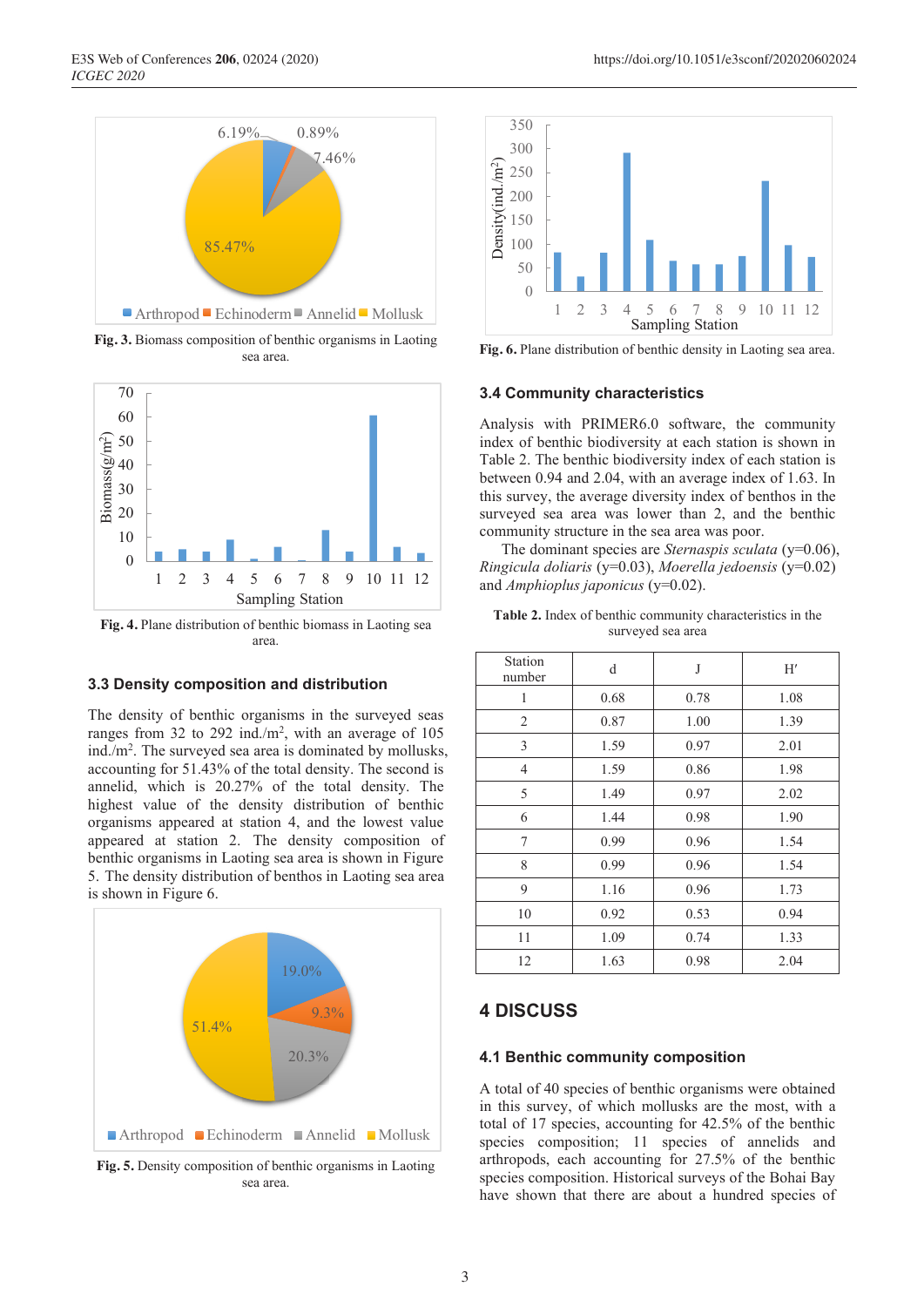Fig. 3. Biomass composition of benthic organisms in Laoting sea area.

Fig. 4. Plane distribution of benthic biomass in Laoting sea area.

### 3.3 Density composition and distribution

The density of benthic organisms in the surveyed seas ranges from 32 to 292 ind./m$^2$, with an average of 105 ind./m$^2$. The surveyed sea area is dominated by mollusks, accounting for 51.43% of the total density. The second is annelid, which is 20.27% of the total density. The highest value of the density distribution of benthic organisms appeared at station 4, and the lowest value appeared at station 2. The density composition of benthic organisms in Laoting sea area is shown in Figure 5. The density distribution of benthos in Laoting sea area is shown in Figure 6.

Fig. 5. Density composition of benthic organisms in Laoting sea area.

Fig. 6. Plane distribution of benthic density in Laoting sea area.

### 3.4 Community characteristics

Analysis with PRIMER6.0 software, the community index of benthic biodiversity at each station is shown in Table 2. The benthic biodiversity index of each station is between 0.94 and 2.04, with an average index of 1.63. In this survey, the average diversity index of benthos in the surveyed sea area was lower than 2, and the benthic community structure in the sea area was poor.

The dominant species are *Sternaspis sculata* (y=0.06), *Ringicula doliaris* (y=0.03), *Moerella jedoensis* (y=0.02) and *Amphioplus japonicus* (y=0.02).

**Table 2.** Index of benthic community characteristics in the surveyed sea area

| Station number | d | J | H′ |
|---|---|---|---|
| 1 | 0.68 | 0.78 | 1.08 |
| 2 | 0.87 | 1.00 | 1.39 |
| 3 | 1.59 | 0.97 | 2.01 |
| 4 | 1.59 | 0.86 | 1.98 |
| 5 | 1.49 | 0.97 | 2.02 |
| 6 | 1.44 | 0.98 | 1.90 |
| 7 | 0.99 | 0.96 | 1.54 |
| 8 | 0.99 | 0.96 | 1.54 |
| 9 | 1.16 | 0.96 | 1.73 |
| 10 | 0.92 | 0.53 | 0.94 |
| 11 | 1.09 | 0.74 | 1.33 |
| 12 | 1.63 | 0.98 | 2.04 |

## 4 DISCUSS

### 4.1 Benthic community composition

A total of 40 species of benthic organisms were obtained in this survey, of which mollusks are the most, with a total of 17 species, accounting for 42.5% of the benthic species composition; 11 species of annelids and arthropods, each accounting for 27.5% of the benthic species composition. Historical surveys of the Bohai Bay have shown that there are about a hundred species of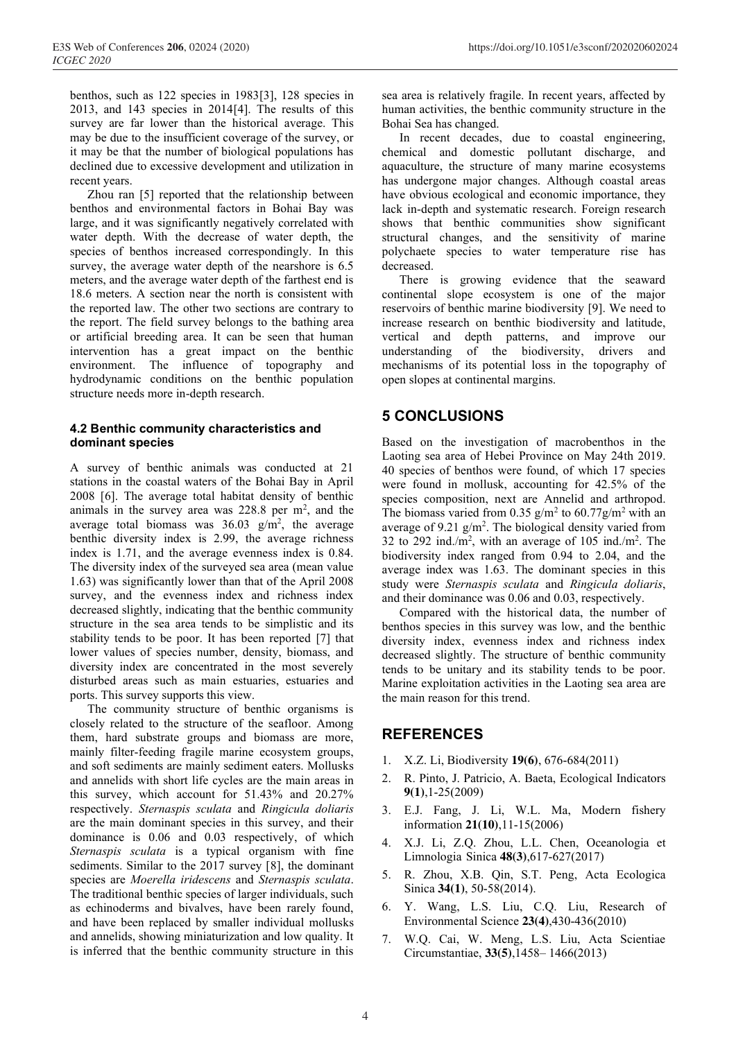benthos, such as 122 species in 1983[3], 128 species in 2013, and 143 species in 2014[4]. The results of this survey are far lower than the historical average. This may be due to the insufficient coverage of the survey, or it may be that the number of biological populations has declined due to excessive development and utilization in recent years.

Zhou ran [5] reported that the relationship between benthos and environmental factors in Bohai Bay was large, and it was significantly negatively correlated with water depth. With the decrease of water depth, the species of benthos increased correspondingly. In this survey, the average water depth of the nearshore is 6.5 meters, and the average water depth of the farthest end is 18.6 meters. A section near the north is consistent with the reported law. The other two sections are contrary to the report. The field survey belongs to the bathing area or artificial breeding area. It can be seen that human intervention has a great impact on the benthic environment. The influence of topography and hydrodynamic conditions on the benthic population structure needs more in-depth research.

### 4.2 Benthic community characteristics and dominant species

A survey of benthic animals was conducted at 21 stations in the coastal waters of the Bohai Bay in April 2008 [6]. The average total habitat density of benthic animals in the survey area was 228.8 per $m^2$, and the average total biomass was 36.03 $g/m^2$, the average benthic diversity index is 2.99, the average richness index is 1.71, and the average evenness index is 0.84. The diversity index of the surveyed sea area (mean value 1.63) was significantly lower than that of the April 2008 survey, and the evenness index and richness index decreased slightly, indicating that the benthic community structure in the sea area tends to be simplistic and its stability tends to be poor. It has been reported [7] that lower values of species number, density, biomass, and diversity index are concentrated in the most severely disturbed areas such as main estuaries, estuaries and ports. This survey supports this view.

The community structure of benthic organisms is closely related to the structure of the seafloor. Among them, hard substrate groups and biomass are more, mainly filter-feeding fragile marine ecosystem groups, and soft sediments are mainly sediment eaters. Mollusks and annelids with short life cycles are the main areas in this survey, which account for 51.43% and 20.27% respectively. *Sternaspis sculata* and *Ringicula doliaris* are the main dominant species in this survey, and their dominance is 0.06 and 0.03 respectively, of which *Sternaspis sculata* is a typical organism with fine sediments. Similar to the 2017 survey [8], the dominant species are *Moerella iridescens* and *Sternaspis sculata*. The traditional benthic species of larger individuals, such as echinoderms and bivalves, have been rarely found, and have been replaced by smaller individual mollusks and annelids, showing miniaturization and low quality. It is inferred that the benthic community structure in this sea area is relatively fragile. In recent years, affected by human activities, the benthic community structure in the Bohai Sea has changed.

In recent decades, due to coastal engineering, chemical and domestic pollutant discharge, and aquaculture, the structure of many marine ecosystems has undergone major changes. Although coastal areas have obvious ecological and economic importance, they lack in-depth and systematic research. Foreign research shows that benthic communities show significant structural changes, and the sensitivity of marine polychaete species to water temperature rise has decreased.

There is growing evidence that the seaward continental slope ecosystem is one of the major reservoirs of benthic marine biodiversity [9]. We need to increase research on benthic biodiversity and latitude, vertical and depth patterns, and improve our understanding of the biodiversity, drivers and mechanisms of its potential loss in the topography of open slopes at continental margins.

## 5 CONCLUSIONS

Based on the investigation of macrobenthos in the Laoting sea area of Hebei Province on May 24th 2019. 40 species of benthos were found, of which 17 species were found in mollusk, accounting for 42.5% of the species composition, next are Annelid and arthropod. The biomass varied from 0.35 $g/m^2$ to 60.77$g/m^2$ with an average of 9.21 $g/m^2$. The biological density varied from 32 to 292 ind./$m^2$, with an average of 105 ind./$m^2$. The biodiversity index ranged from 0.94 to 2.04, and the average index was 1.63. The dominant species in this study were *Sternaspis sculata* and *Ringicula doliaris*, and their dominance was 0.06 and 0.03, respectively.

Compared with the historical data, the number of benthos species in this survey was low, and the benthic diversity index, evenness index and richness index decreased slightly. The structure of benthic community tends to be unitary and its stability tends to be poor. Marine exploitation activities in the Laoting sea area are the main reason for this trend.

## REFERENCES

1. X.Z. Li, Biodiversity **19(6)**, 676-684(2011)
2. R. Pinto, J. Patricio, A. Baeta, Ecological Indicators **9(1)**,1-25(2009)
3. E.J. Fang, J. Li, W.L. Ma, Modern fishery information **21(10)**,11-15(2006)
4. X.J. Li, Z.Q. Zhou, L.L. Chen, Oceanologia et Limnologia Sinica **48(3)**,617-627(2017)
5. R. Zhou, X.B. Qin, S.T. Peng, Acta Ecologica Sinica **34(1)**, 50-58(2014).
6. Y. Wang, L.S. Liu, C.Q. Liu, Research of Environmental Science **23(4)**,430-436(2010)
7. W.Q. Cai, W. Meng, L.S. Liu, Acta Scientiae Circumstantiae, **33(5)**,1458– 1466(2013)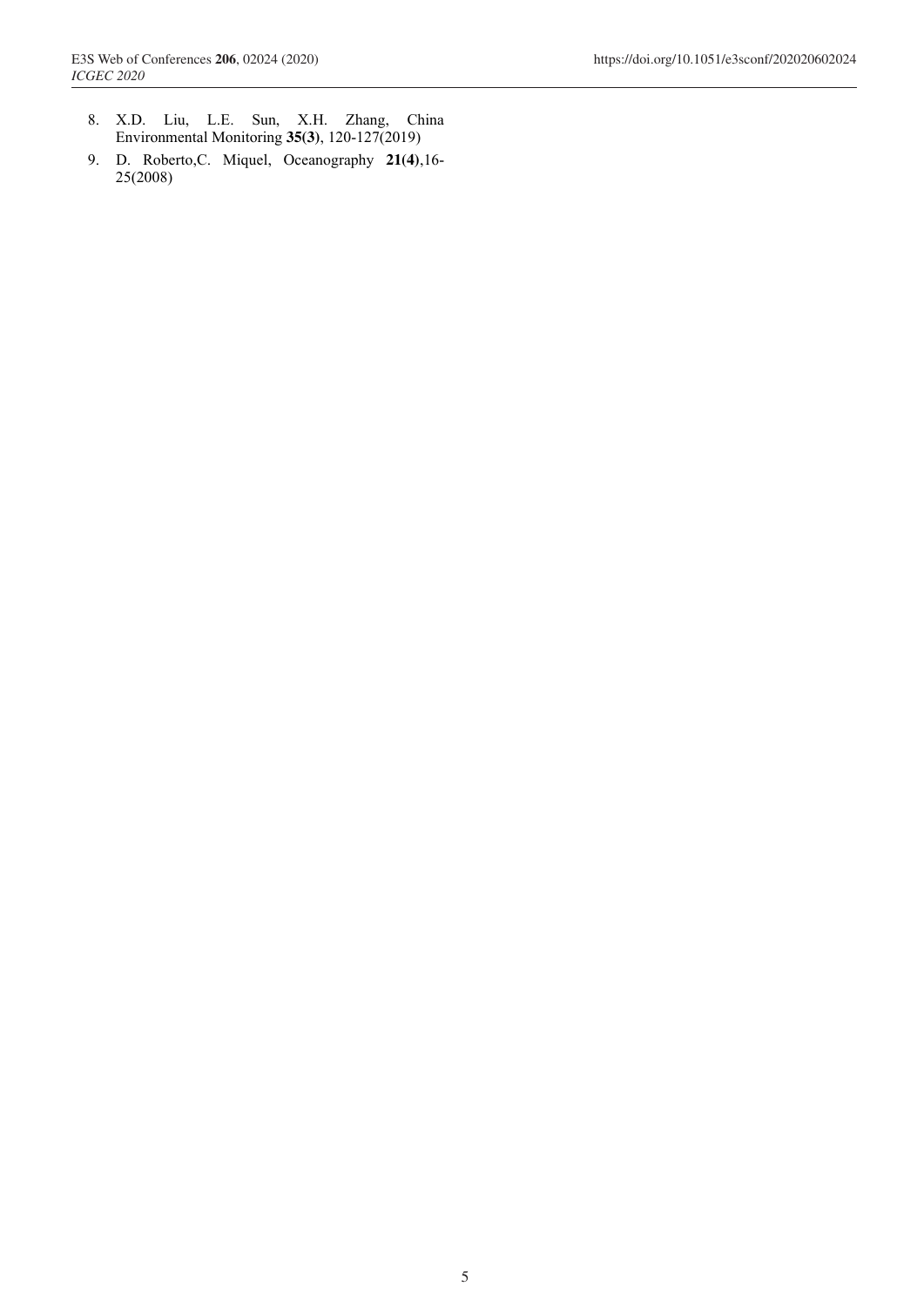8. X.D. Liu, L.E. Sun, X.H. Zhang, China Environmental Monitoring **35(3)**, 120-127(2019)
9. D. Roberto,C. Miquel, Oceanography **21(4)**,16-25(2008)